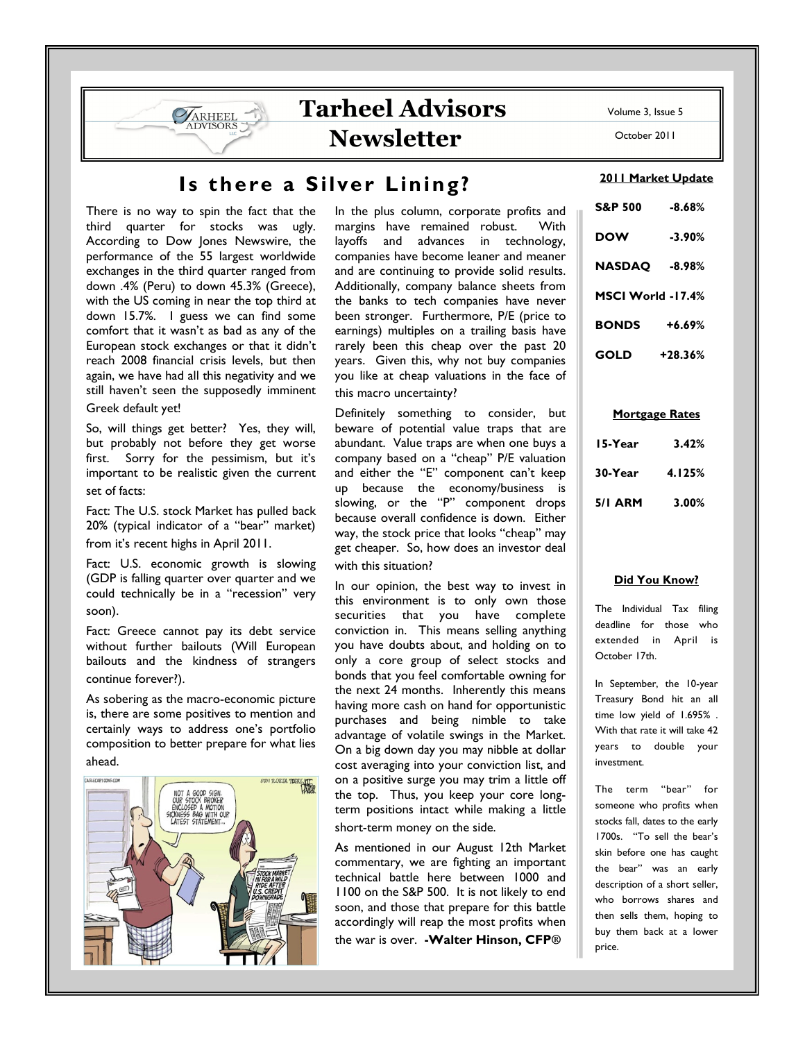# Tarheel Advisors Newsletter

Volume 3, Issue 5

October 2011

## Is there a Silver Lining?

There is no way to spin the fact that the third quarter for stocks was ugly. According to Dow Jones Newswire, the performance of the 55 largest worldwide exchanges in the third quarter ranged from down .4% (Peru) to down 45.3% (Greece), with the US coming in near the top third at down 15.7%. I guess we can find some comfort that it wasn't as bad as any of the European stock exchanges or that it didn't reach 2008 financial crisis levels, but then again, we have had all this negativity and we still haven't seen the supposedly imminent Greek default yet!

So, will things get better? Yes, they will, but probably not before they get worse first. Sorry for the pessimism, but it's important to be realistic given the current set of facts:

Fact: The U.S. stock Market has pulled back 20% (typical indicator of a "bear" market) from it's recent highs in April 2011.

Fact: U.S. economic growth is slowing (GDP is falling quarter over quarter and we could technically be in a "recession" very soon).

Fact: Greece cannot pay its debt service without further bailouts (Will European bailouts and the kindness of strangers continue forever?).

As sobering as the macro-economic picture is, there are some positives to mention and certainly ways to address one's portfolio composition to better prepare for what lies ahead.

In the plus column, corporate profits and margins have remained robust. With layoffs and advances in technology, companies have become leaner and meaner and are continuing to provide solid results. Additionally, company balance sheets from the banks to tech companies have never been stronger. Furthermore, P/E (price to earnings) multiples on a trailing basis have rarely been this cheap over the past 20 years. Given this, why not buy companies you like at cheap valuations in the face of this macro uncertainty?

Definitely something to consider, but beware of potential value traps that are abundant. Value traps are when one buys a company based on a "cheap" P/E valuation and either the "E" component can't keep up because the economy/business is slowing, or the "P" component drops because overall confidence is down. Either way, the stock price that looks "cheap" may get cheaper. So, how does an investor deal with this situation?

In our opinion, the best way to invest in this environment is to only own those securities that you have complete conviction in. This means selling anything you have doubts about, and holding on to only a core group of select stocks and bonds that you feel comfortable owning for the next 24 months. Inherently this means having more cash on hand for opportunistic purchases and being nimble to take advantage of volatile swings in the Market. On a big down day you may nibble at dollar cost averaging into your conviction list, and on a positive surge you may trim a little off the top. Thus, you keep your core long-term positions intact while making a little short-term money on the side.

As mentioned in our August 12th Market commentary, we are fighting an important technical battle here between 1000 and 1100 on the S&P 500. It is not likely to end soon, and those that prepare for this battle accordingly will reap the most profits when the war is over. **-Walter Hinson, CFP®**

### 2011 Market Update

| | |
|---|---|
| **S&P 500** | **-8.68%** |
| **DOW** | **-3.90%** |
| **NASDAQ** | **-8.98%** |
| **MSCI World** | **-17.4%** |
| **BONDS** | **+6.69%** |
| **GOLD** | **+28.36%** |

### Mortgage Rates

| | |
|---|---|
| **15-Year** | **3.42%** |
| **30-Year** | **4.125%** |
| **5/1 ARM** | **3.00%** |

### Did You Know?

The Individual Tax filing deadline for those who extended in April is October 17th.

In September, the 10-year Treasury Bond hit an all time low yield of 1.695% . With that rate it will take 42 years to double your investment.

The term "bear" for someone who profits when stocks fall, dates to the early 1700s. "To sell the bear's skin before one has caught the bear" was an early description of a short seller, who borrows shares and then sells them, hoping to buy them back at a lower price.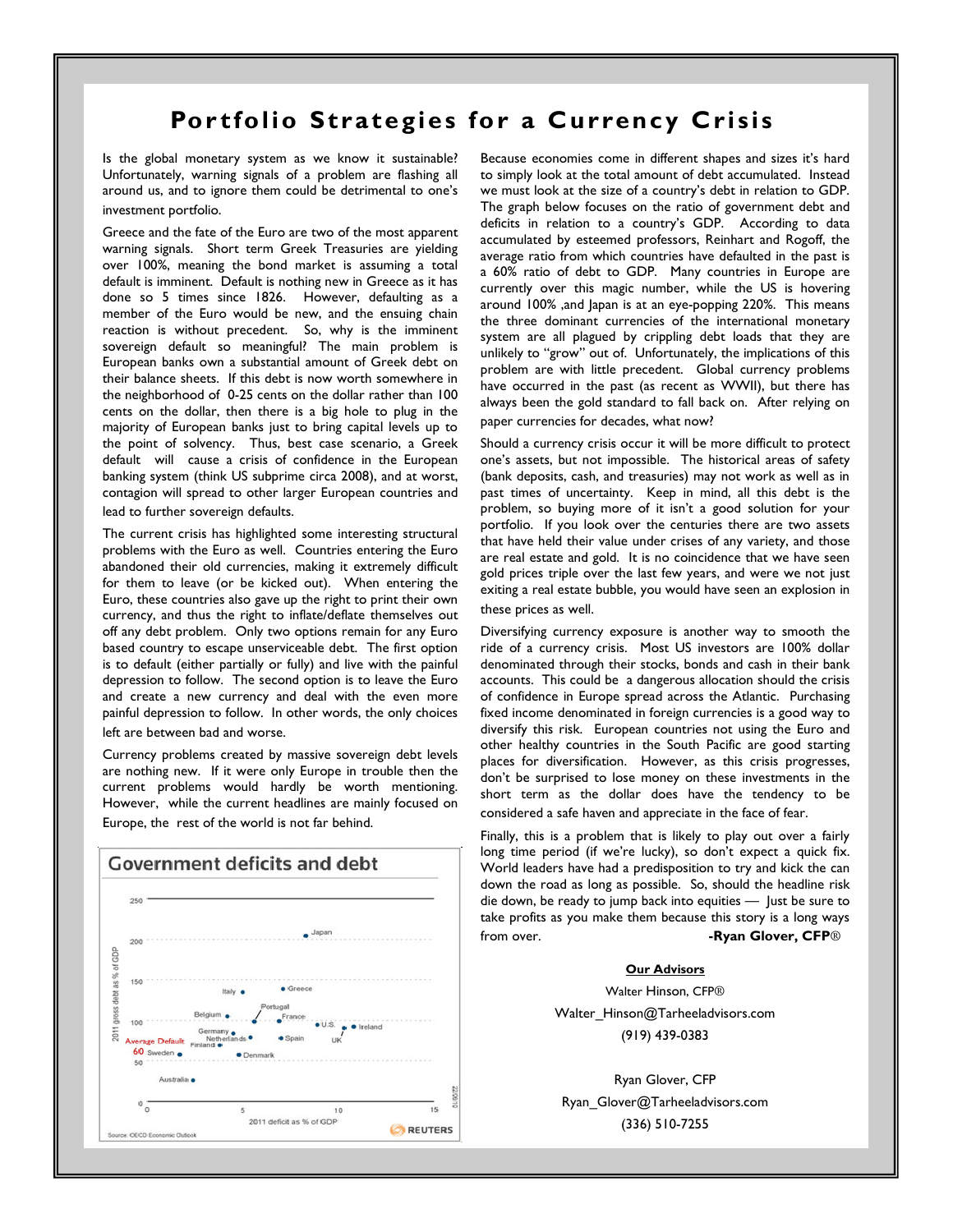# Portfolio Strategies for a Currency Crisis

Is the global monetary system as we know it sustainable? Unfortunately, warning signals of a problem are flashing all around us, and to ignore them could be detrimental to one's investment portfolio.

Greece and the fate of the Euro are two of the most apparent warning signals. Short term Greek Treasuries are yielding over 100%, meaning the bond market is assuming a total default is imminent. Default is nothing new in Greece as it has done so 5 times since 1826. However, defaulting as a member of the Euro would be new, and the ensuing chain reaction is without precedent. So, why is the imminent sovereign default so meaningful? The main problem is European banks own a substantial amount of Greek debt on their balance sheets. If this debt is now worth somewhere in the neighborhood of 0-25 cents on the dollar rather than 100 cents on the dollar, then there is a big hole to plug in the majority of European banks just to bring capital levels up to the point of solvency. Thus, best case scenario, a Greek default will cause a crisis of confidence in the European banking system (think US subprime circa 2008), and at worst, contagion will spread to other larger European countries and lead to further sovereign defaults.

The current crisis has highlighted some interesting structural problems with the Euro as well. Countries entering the Euro abandoned their old currencies, making it extremely difficult for them to leave (or be kicked out). When entering the Euro, these countries also gave up the right to print their own currency, and thus the right to inflate/deflate themselves out off any debt problem. Only two options remain for any Euro based country to escape unserviceable debt. The first option is to default (either partially or fully) and live with the painful depression to follow. The second option is to leave the Euro and create a new currency and deal with the even more painful depression to follow. In other words, the only choices left are between bad and worse.

Currency problems created by massive sovereign debt levels are nothing new. If it were only Europe in trouble then the current problems would hardly be worth mentioning. However, while the current headlines are mainly focused on Europe, the rest of the world is not far behind.

**Government deficits and debt**

2011 gross debt as % of GDP

250
200
150
100
50
0

Japan
Italy
Greece
Portugal
Belgium
France
U.S.
Ireland
UK
Germany
Netherlands
Spain
Finland
Average Default
60
Sweden
Denmark
Australia

0
5
10
15

2011 deficit as % of GDP

Source: OECD Economic Outlook

REUTERS

Because economies come in different shapes and sizes it's hard to simply look at the total amount of debt accumulated. Instead we must look at the size of a country's debt in relation to GDP. The graph below focuses on the ratio of government debt and deficits in relation to a country's GDP. According to data accumulated by esteemed professors, Reinhart and Rogoff, the average ratio from which countries have defaulted in the past is a 60% ratio of debt to GDP. Many countries in Europe are currently over this magic number, while the US is hovering around 100% ,and Japan is at an eye-popping 220%. This means the three dominant currencies of the international monetary system are all plagued by crippling debt loads that they are unlikely to "grow" out of. Unfortunately, the implications of this problem are with little precedent. Global currency problems have occurred in the past (as recent as WWII), but there has always been the gold standard to fall back on. After relying on paper currencies for decades, what now?

Should a currency crisis occur it will be more difficult to protect one's assets, but not impossible. The historical areas of safety (bank deposits, cash, and treasuries) may not work as well as in past times of uncertainty. Keep in mind, all this debt is the problem, so buying more of it isn't a good solution for your portfolio. If you look over the centuries there are two assets that have held their value under crises of any variety, and those are real estate and gold. It is no coincidence that we have seen gold prices triple over the last few years, and were we not just exiting a real estate bubble, you would have seen an explosion in these prices as well.

Diversifying currency exposure is another way to smooth the ride of a currency crisis. Most US investors are 100% dollar denominated through their stocks, bonds and cash in their bank accounts. This could be a dangerous allocation should the crisis of confidence in Europe spread across the Atlantic. Purchasing fixed income denominated in foreign currencies is a good way to diversify this risk. European countries not using the Euro and other healthy countries in the South Pacific are good starting places for diversification. However, as this crisis progresses, don't be surprised to lose money on these investments in the short term as the dollar does have the tendency to be considered a safe haven and appreciate in the face of fear.

Finally, this is a problem that is likely to play out over a fairly long time period (if we're lucky), so don't expect a quick fix. World leaders have had a predisposition to try and kick the can down the road as long as possible. So, should the headline risk die down, be ready to jump back into equities — Just be sure to take profits as you make them because this story is a long ways from over.

**-Ryan Glover, CFP®**

**Our Advisors**

Walter Hinson, CFP®
Walter_Hinson@Tarheeladvisors.com
(919) 439-0383

Ryan Glover, CFP
Ryan_Glover@Tarheeladvisors.com
(336) 510-7255